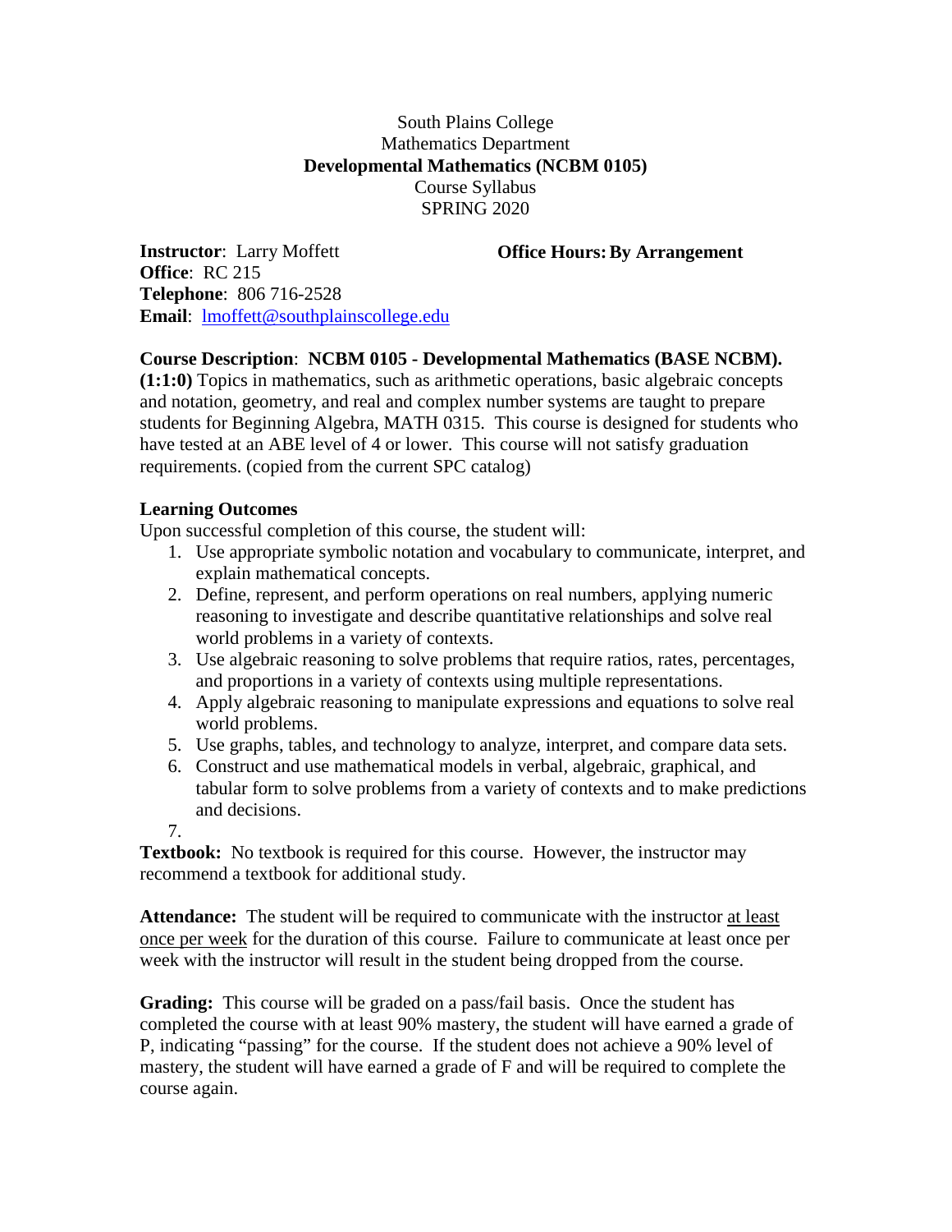South Plains College
Mathematics Department
**Developmental Mathematics (NCBM 0105)**
Course Syllabus
SPRING 2020

**Instructor**: Larry Moffett
**Office Hours: By Arrangement**
**Office**: RC 215
**Telephone**: 806 716-2528
**Email**: lmoffett@southplainscollege.edu

**Course Description**: **NCBM 0105 - Developmental Mathematics (BASE NCBM). (1:1:0)** Topics in mathematics, such as arithmetic operations, basic algebraic concepts and notation, geometry, and real and complex number systems are taught to prepare students for Beginning Algebra, MATH 0315. This course is designed for students who have tested at an ABE level of 4 or lower. This course will not satisfy graduation requirements. (copied from the current SPC catalog)

**Learning Outcomes**
Upon successful completion of this course, the student will:

1. Use appropriate symbolic notation and vocabulary to communicate, interpret, and explain mathematical concepts.
2. Define, represent, and perform operations on real numbers, applying numeric reasoning to investigate and describe quantitative relationships and solve real world problems in a variety of contexts.
3. Use algebraic reasoning to solve problems that require ratios, rates, percentages, and proportions in a variety of contexts using multiple representations.
4. Apply algebraic reasoning to manipulate expressions and equations to solve real world problems.
5. Use graphs, tables, and technology to analyze, interpret, and compare data sets.
6. Construct and use mathematical models in verbal, algebraic, graphical, and tabular form to solve problems from a variety of contexts and to make predictions and decisions.
7. 

**Textbook:** No textbook is required for this course. However, the instructor may recommend a textbook for additional study.

**Attendance:** The student will be required to communicate with the instructor at least once per week for the duration of this course. Failure to communicate at least once per week with the instructor will result in the student being dropped from the course.

**Grading:** This course will be graded on a pass/fail basis. Once the student has completed the course with at least 90% mastery, the student will have earned a grade of P, indicating "passing" for the course. If the student does not achieve a 90% level of mastery, the student will have earned a grade of F and will be required to complete the course again.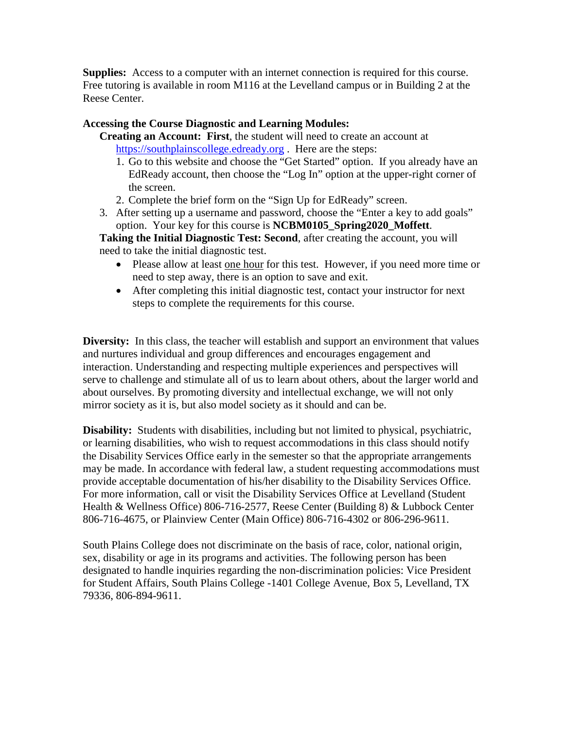**Supplies:** Access to a computer with an internet connection is required for this course. Free tutoring is available in room M116 at the Levelland campus or in Building 2 at the Reese Center.

**Accessing the Course Diagnostic and Learning Modules:**

**Creating an Account: First**, the student will need to create an account at https://southplainscollege.edready.org . Here are the steps:

1. Go to this website and choose the "Get Started" option. If you already have an EdReady account, then choose the "Log In" option at the upper-right corner of the screen.
2. Complete the brief form on the "Sign Up for EdReady" screen.
3. After setting up a username and password, choose the "Enter a key to add goals" option. Your key for this course is **NCBM0105_Spring2020_Moffett**.

**Taking the Initial Diagnostic Test: Second**, after creating the account, you will need to take the initial diagnostic test.

- Please allow at least one hour for this test. However, if you need more time or need to step away, there is an option to save and exit.
- After completing this initial diagnostic test, contact your instructor for next steps to complete the requirements for this course.

**Diversity:** In this class, the teacher will establish and support an environment that values and nurtures individual and group differences and encourages engagement and interaction. Understanding and respecting multiple experiences and perspectives will serve to challenge and stimulate all of us to learn about others, about the larger world and about ourselves. By promoting diversity and intellectual exchange, we will not only mirror society as it is, but also model society as it should and can be.

**Disability:** Students with disabilities, including but not limited to physical, psychiatric, or learning disabilities, who wish to request accommodations in this class should notify the Disability Services Office early in the semester so that the appropriate arrangements may be made. In accordance with federal law, a student requesting accommodations must provide acceptable documentation of his/her disability to the Disability Services Office. For more information, call or visit the Disability Services Office at Levelland (Student Health & Wellness Office) 806-716-2577, Reese Center (Building 8) & Lubbock Center 806-716-4675, or Plainview Center (Main Office) 806-716-4302 or 806-296-9611.

South Plains College does not discriminate on the basis of race, color, national origin, sex, disability or age in its programs and activities. The following person has been designated to handle inquiries regarding the non-discrimination policies: Vice President for Student Affairs, South Plains College -1401 College Avenue, Box 5, Levelland, TX 79336, 806-894-9611.